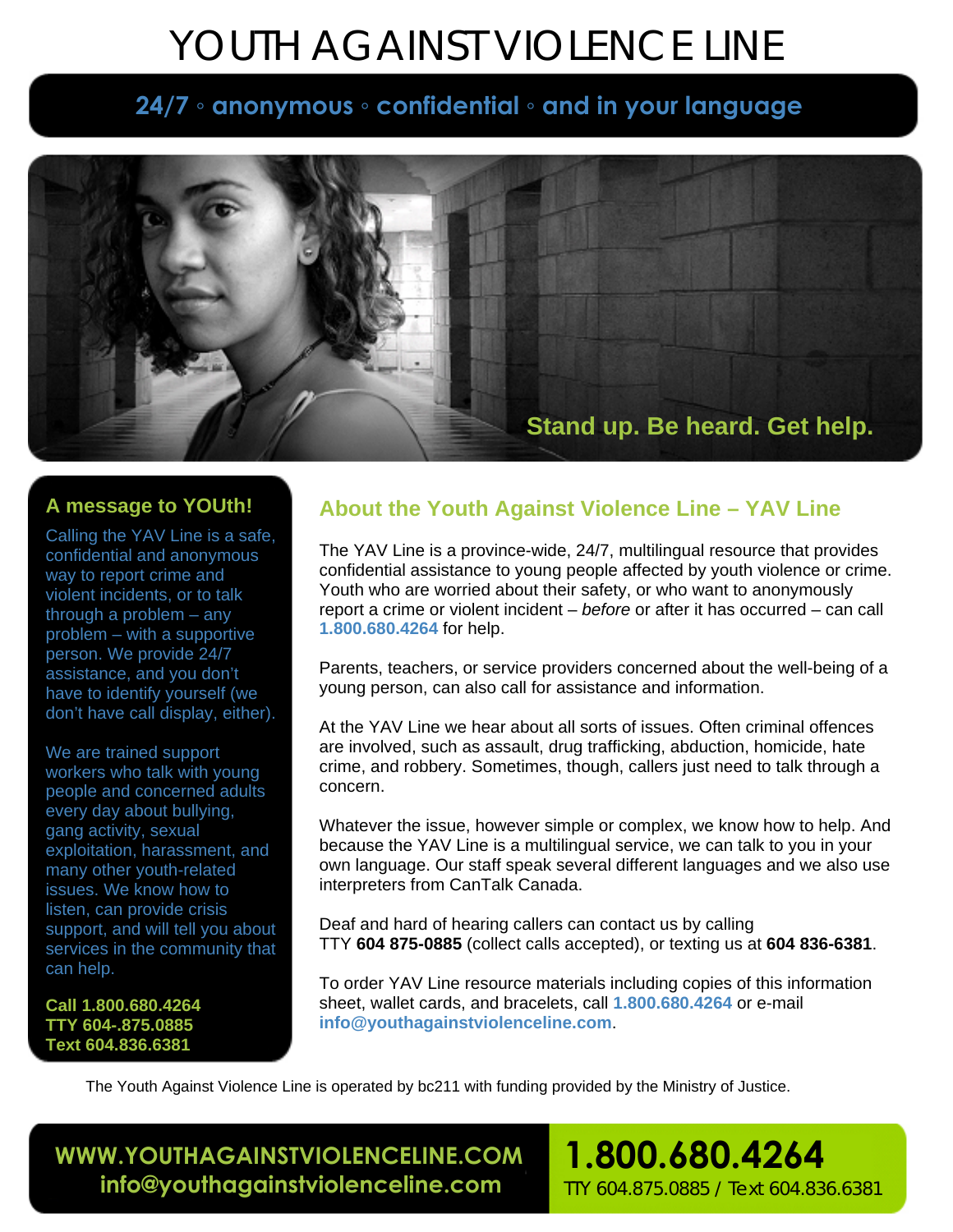# YOUTH AGAINST VIOLENCE LINE

**24/7 ◦ anonymous ◦ confidential ◦ and in your language**

**Stand up. Be heard. Get help.**

## A message to YOUth!

Calling the YAV Line is a safe, confidential and anonymous way to report crime and violent incidents, or to talk through a problem – any problem – with a supportive person. We provide 24/7 assistance, and you don't have to identify yourself (we don't have call display, either).

We are trained support workers who talk with young people and concerned adults every day about bullying, gang activity, sexual exploitation, harassment, and many other youth-related issues. We know how to listen, can provide crisis support, and will tell you about services in the community that can help.

**Call 1.800.680.4264**
**TTY 604-.875.0885**
**Text 604.836.6381**

## About the Youth Against Violence Line – YAV Line

The YAV Line is a province-wide, 24/7, multilingual resource that provides confidential assistance to young people affected by youth violence or crime. Youth who are worried about their safety, or who want to anonymously report a crime or violent incident – *before* or after it has occurred – can call **1.800.680.4264** for help.

Parents, teachers, or service providers concerned about the well-being of a young person, can also call for assistance and information.

At the YAV Line we hear about all sorts of issues. Often criminal offences are involved, such as assault, drug trafficking, abduction, homicide, hate crime, and robbery. Sometimes, though, callers just need to talk through a concern.

Whatever the issue, however simple or complex, we know how to help. And because the YAV Line is a multilingual service, we can talk to you in your own language. Our staff speak several different languages and we also use interpreters from CanTalk Canada.

Deaf and hard of hearing callers can contact us by calling TTY **604 875-0885** (collect calls accepted), or texting us at **604 836-6381**.

To order YAV Line resource materials including copies of this information sheet, wallet cards, and bracelets, call **1.800.680.4264** or e-mail **info@youthagainstviolenceline.com**.

The Youth Against Violence Line is operated by bc211 with funding provided by the Ministry of Justice.

**WWW.YOUTHAGAINSTVIOLENCELINE.COM**
**info@youthagainstviolenceline.com**

**1.800.680.4264**
TTY 604.875.0885 / Text 604.836.6381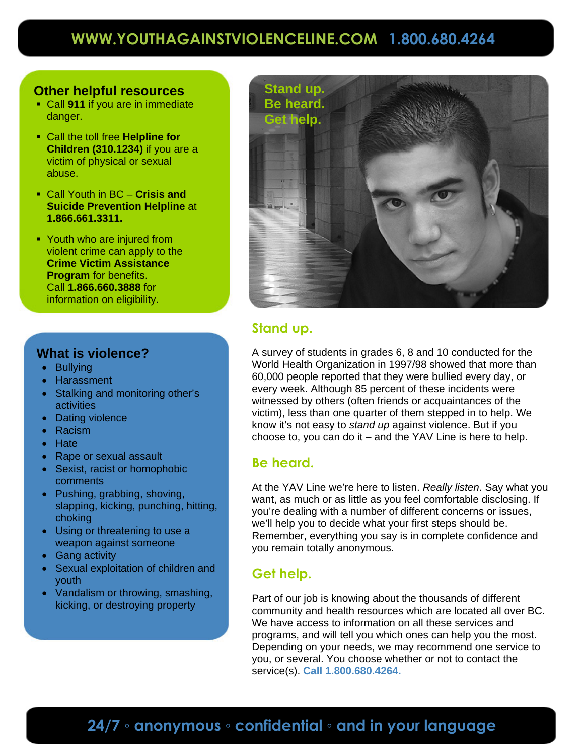**WWW.YOUTHAGAINSTVIOLENCELINE.COM 1.800.680.4264**

## Other helpful resources

- Call **911** if you are in immediate danger.
- Call the toll free **Helpline for Children (310.1234)** if you are a victim of physical or sexual abuse.
- Call Youth in BC – **Crisis and Suicide Prevention Helpline** at **1.866.661.3311.**
- Youth who are injured from violent crime can apply to the **Crime Victim Assistance Program** for benefits. Call **1.866.660.3888** for information on eligibility.

## What is violence?

- Bullying
- Harassment
- Stalking and monitoring other's activities
- Dating violence
- Racism
- Hate
- Rape or sexual assault
- Sexist, racist or homophobic comments
- Pushing, grabbing, shoving, slapping, kicking, punching, hitting, choking
- Using or threatening to use a weapon against someone
- Gang activity
- Sexual exploitation of children and youth
- Vandalism or throwing, smashing, kicking, or destroying property

Stand up.
Be heard.
Get help.

## Stand up.

A survey of students in grades 6, 8 and 10 conducted for the World Health Organization in 1997/98 showed that more than 60,000 people reported that they were bullied every day, or every week. Although 85 percent of these incidents were witnessed by others (often friends or acquaintances of the victim), less than one quarter of them stepped in to help. We know it's not easy to *stand up* against violence. But if you choose to, you can do it – and the YAV Line is here to help.

## Be heard.

At the YAV Line we're here to listen. *Really listen*. Say what you want, as much or as little as you feel comfortable disclosing. If you're dealing with a number of different concerns or issues, we'll help you to decide what your first steps should be. Remember, everything you say is in complete confidence and you remain totally anonymous.

## Get help.

Part of our job is knowing about the thousands of different community and health resources which are located all over BC. We have access to information on all these services and programs, and will tell you which ones can help you the most. Depending on your needs, we may recommend one service to you, or several. You choose whether or not to contact the service(s). **Call 1.800.680.4264.**

**24/7 ◦ anonymous ◦ confidential ◦ and in your language**